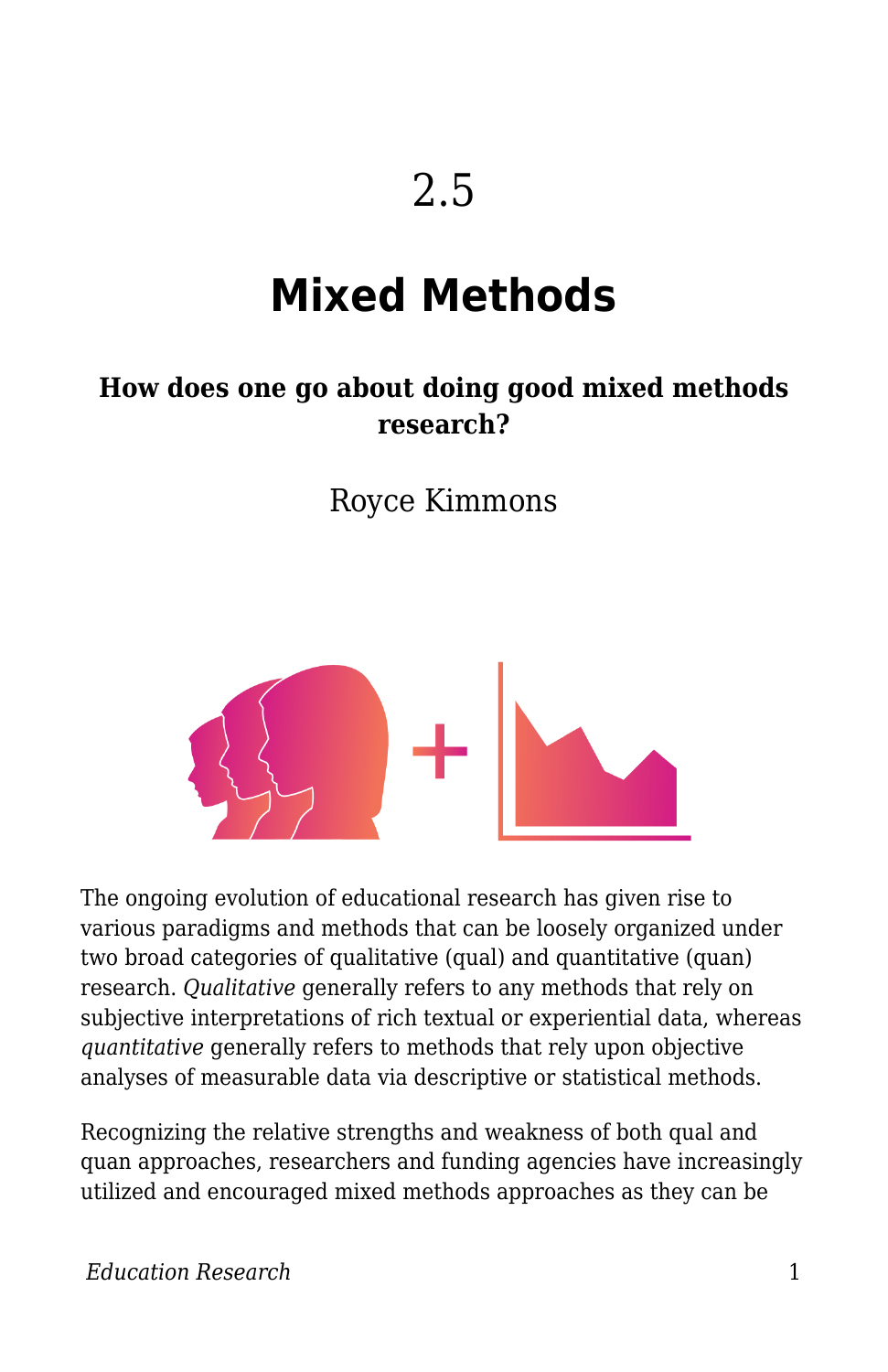2.5

# Mixed Methods

**How does one go about doing good mixed methods research?**

Royce Kimmons

The ongoing evolution of educational research has given rise to various paradigms and methods that can be loosely organized under two broad categories of qualitative (qual) and quantitative (quan) research. *Qualitative* generally refers to any methods that rely on subjective interpretations of rich textual or experiential data, whereas *quantitative* generally refers to methods that rely upon objective analyses of measurable data via descriptive or statistical methods.

Recognizing the relative strengths and weakness of both qual and quan approaches, researchers and funding agencies have increasingly utilized and encouraged mixed methods approaches as they can be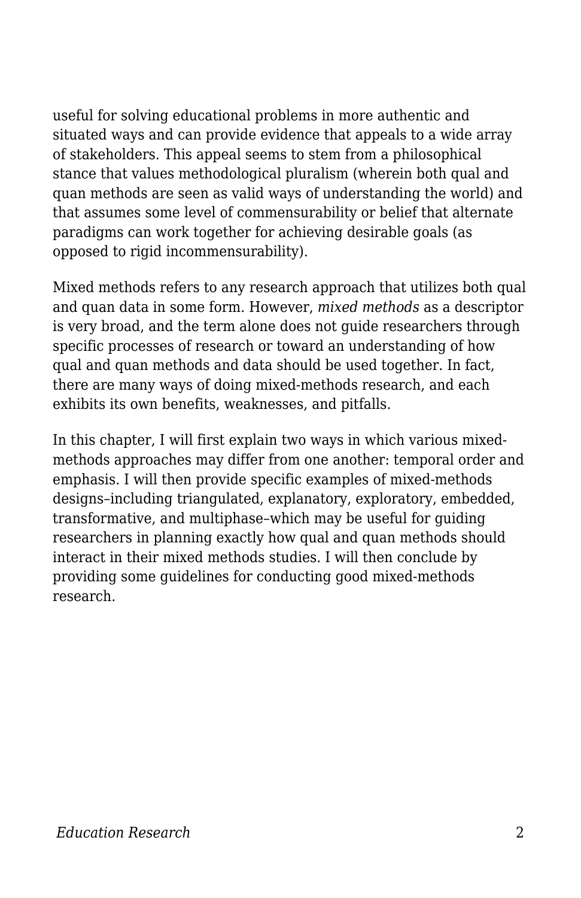useful for solving educational problems in more authentic and situated ways and can provide evidence that appeals to a wide array of stakeholders. This appeal seems to stem from a philosophical stance that values methodological pluralism (wherein both qual and quan methods are seen as valid ways of understanding the world) and that assumes some level of commensurability or belief that alternate paradigms can work together for achieving desirable goals (as opposed to rigid incommensurability).

Mixed methods refers to any research approach that utilizes both qual and quan data in some form. However, *mixed methods* as a descriptor is very broad, and the term alone does not guide researchers through specific processes of research or toward an understanding of how qual and quan methods and data should be used together. In fact, there are many ways of doing mixed-methods research, and each exhibits its own benefits, weaknesses, and pitfalls.

In this chapter, I will first explain two ways in which various mixed-methods approaches may differ from one another: temporal order and emphasis. I will then provide specific examples of mixed-methods designs–including triangulated, explanatory, exploratory, embedded, transformative, and multiphase–which may be useful for guiding researchers in planning exactly how qual and quan methods should interact in their mixed methods studies. I will then conclude by providing some guidelines for conducting good mixed-methods research.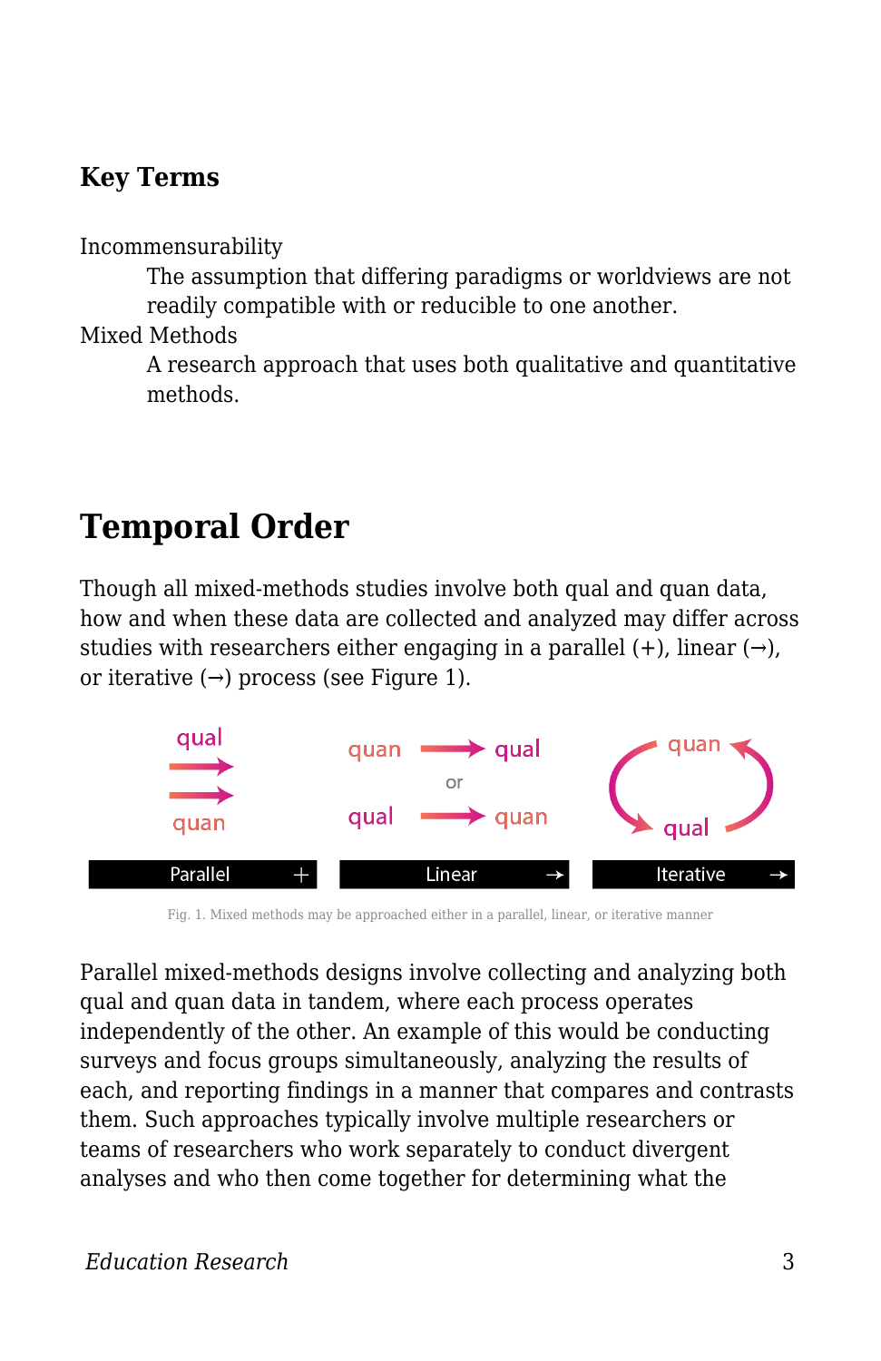### Key Terms

Incommensurability
: The assumption that differing paradigms or worldviews are not readily compatible with or reducible to one another.

Mixed Methods
: A research approach that uses both qualitative and quantitative methods.

## Temporal Order

Though all mixed-methods studies involve both qual and quan data, how and when these data are collected and analyzed may differ across studies with researchers either engaging in a parallel (+), linear (→), or iterative (→) process (see Figure 1).

Fig. 1. Mixed methods may be approached either in a parallel, linear, or iterative manner

Parallel mixed-methods designs involve collecting and analyzing both qual and quan data in tandem, where each process operates independently of the other. An example of this would be conducting surveys and focus groups simultaneously, analyzing the results of each, and reporting findings in a manner that compares and contrasts them. Such approaches typically involve multiple researchers or teams of researchers who work separately to conduct divergent analyses and who then come together for determining what the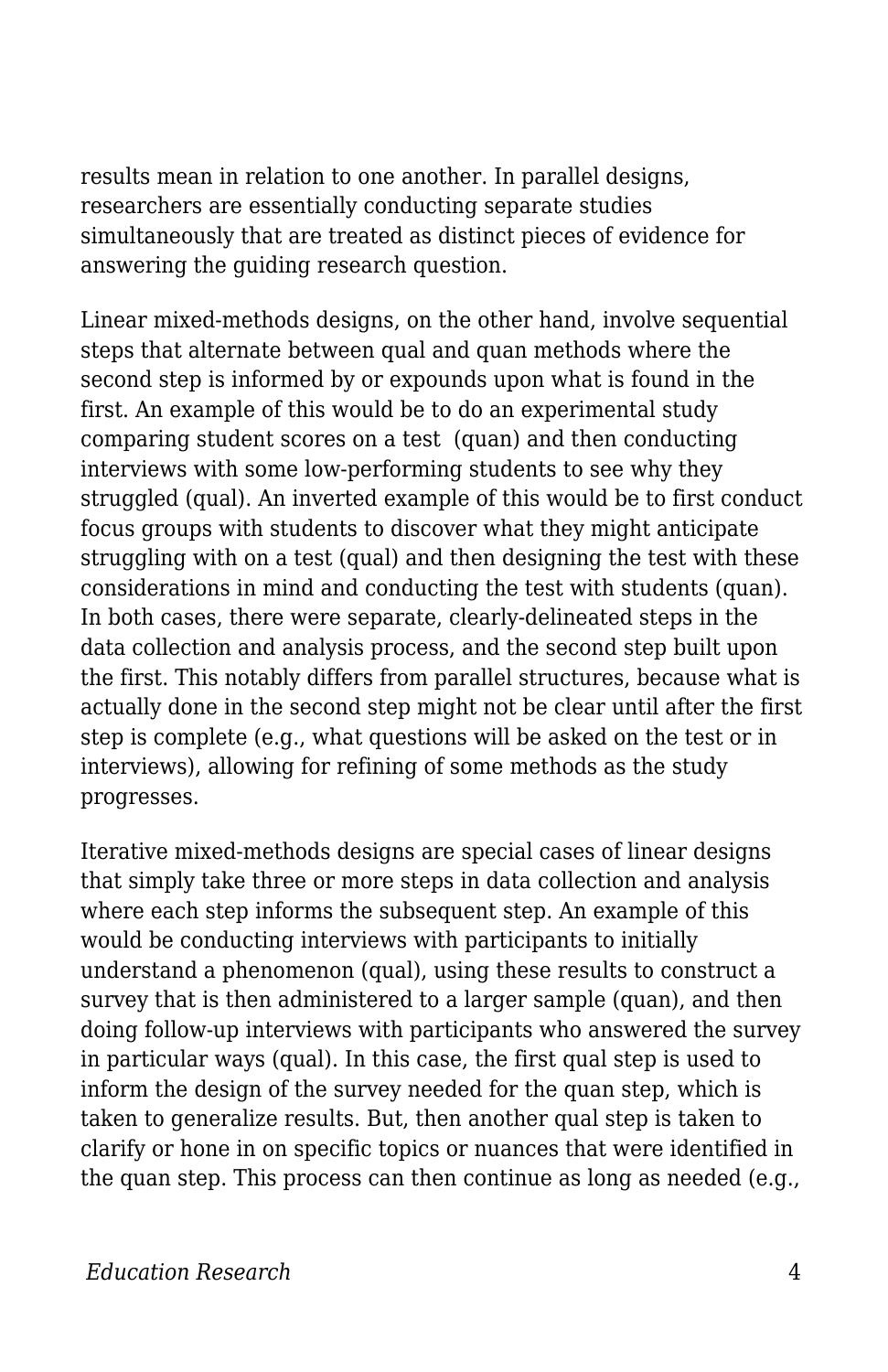results mean in relation to one another. In parallel designs, researchers are essentially conducting separate studies simultaneously that are treated as distinct pieces of evidence for answering the guiding research question.

Linear mixed-methods designs, on the other hand, involve sequential steps that alternate between qual and quan methods where the second step is informed by or expounds upon what is found in the first. An example of this would be to do an experimental study comparing student scores on a test (quan) and then conducting interviews with some low-performing students to see why they struggled (qual). An inverted example of this would be to first conduct focus groups with students to discover what they might anticipate struggling with on a test (qual) and then designing the test with these considerations in mind and conducting the test with students (quan). In both cases, there were separate, clearly-delineated steps in the data collection and analysis process, and the second step built upon the first. This notably differs from parallel structures, because what is actually done in the second step might not be clear until after the first step is complete (e.g., what questions will be asked on the test or in interviews), allowing for refining of some methods as the study progresses.

Iterative mixed-methods designs are special cases of linear designs that simply take three or more steps in data collection and analysis where each step informs the subsequent step. An example of this would be conducting interviews with participants to initially understand a phenomenon (qual), using these results to construct a survey that is then administered to a larger sample (quan), and then doing follow-up interviews with participants who answered the survey in particular ways (qual). In this case, the first qual step is used to inform the design of the survey needed for the quan step, which is taken to generalize results. But, then another qual step is taken to clarify or hone in on specific topics or nuances that were identified in the quan step. This process can then continue as long as needed (e.g.,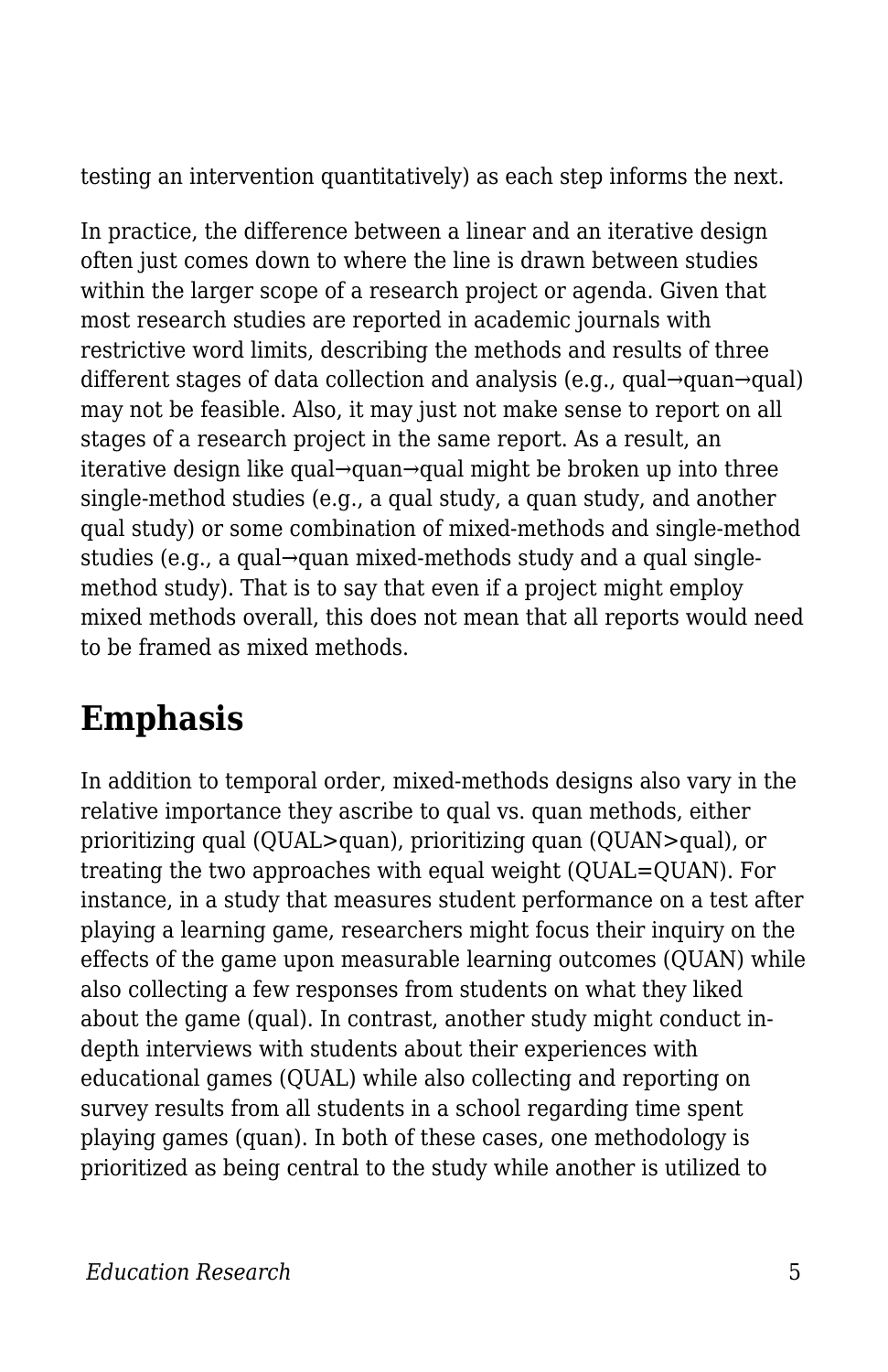testing an intervention quantitatively) as each step informs the next.

In practice, the difference between a linear and an iterative design often just comes down to where the line is drawn between studies within the larger scope of a research project or agenda. Given that most research studies are reported in academic journals with restrictive word limits, describing the methods and results of three different stages of data collection and analysis (e.g., qual→quan→qual) may not be feasible. Also, it may just not make sense to report on all stages of a research project in the same report. As a result, an iterative design like qual→quan→qual might be broken up into three single-method studies (e.g., a qual study, a quan study, and another qual study) or some combination of mixed-methods and single-method studies (e.g., a qual→quan mixed-methods study and a qual single-method study). That is to say that even if a project might employ mixed methods overall, this does not mean that all reports would need to be framed as mixed methods.

## Emphasis

In addition to temporal order, mixed-methods designs also vary in the relative importance they ascribe to qual vs. quan methods, either prioritizing qual (QUAL>quan), prioritizing quan (QUAN>qual), or treating the two approaches with equal weight (QUAL=QUAN). For instance, in a study that measures student performance on a test after playing a learning game, researchers might focus their inquiry on the effects of the game upon measurable learning outcomes (QUAN) while also collecting a few responses from students on what they liked about the game (qual). In contrast, another study might conduct in-depth interviews with students about their experiences with educational games (QUAL) while also collecting and reporting on survey results from all students in a school regarding time spent playing games (quan). In both of these cases, one methodology is prioritized as being central to the study while another is utilized to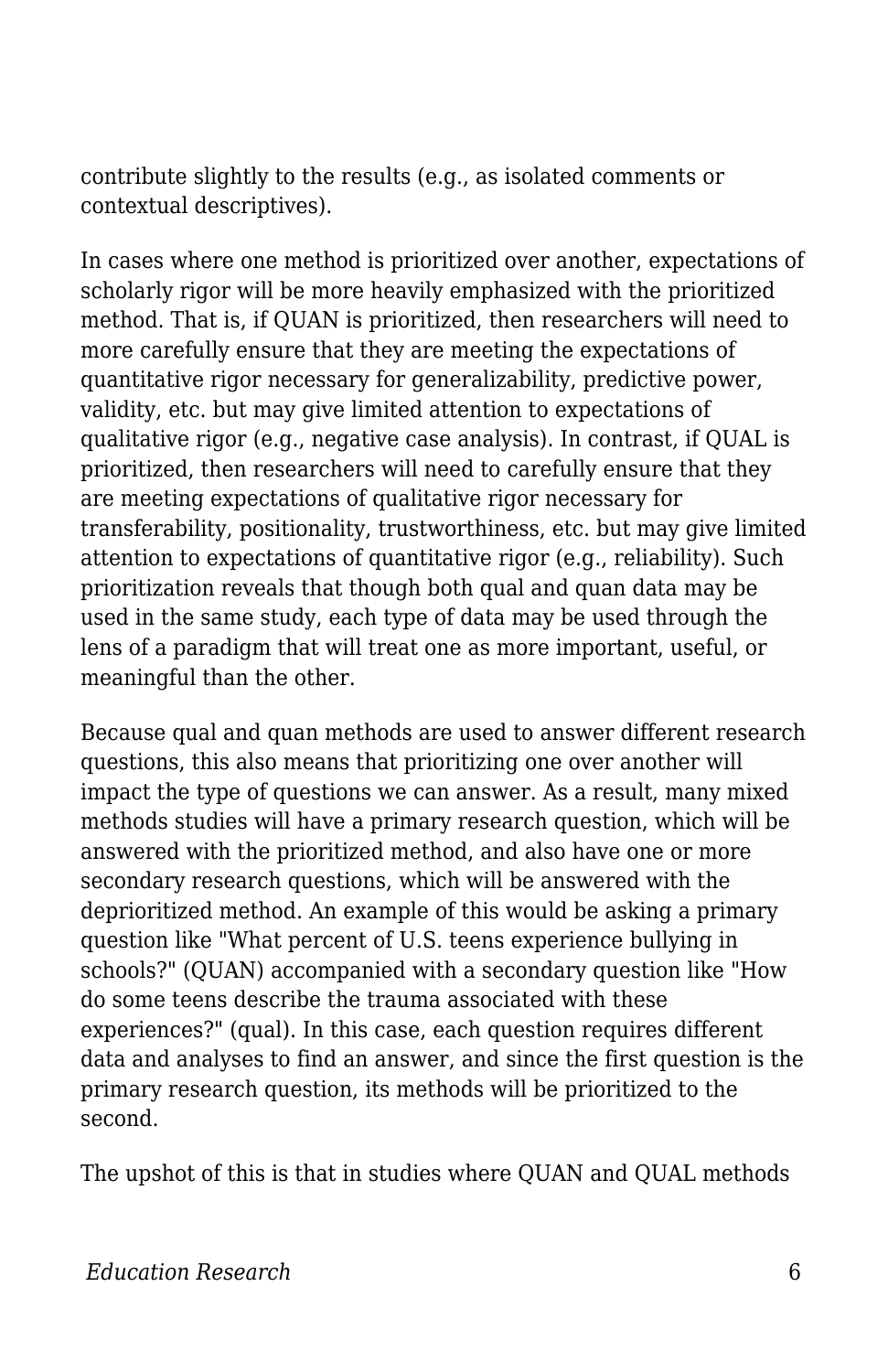contribute slightly to the results (e.g., as isolated comments or contextual descriptives).

In cases where one method is prioritized over another, expectations of scholarly rigor will be more heavily emphasized with the prioritized method. That is, if QUAN is prioritized, then researchers will need to more carefully ensure that they are meeting the expectations of quantitative rigor necessary for generalizability, predictive power, validity, etc. but may give limited attention to expectations of qualitative rigor (e.g., negative case analysis). In contrast, if QUAL is prioritized, then researchers will need to carefully ensure that they are meeting expectations of qualitative rigor necessary for transferability, positionality, trustworthiness, etc. but may give limited attention to expectations of quantitative rigor (e.g., reliability). Such prioritization reveals that though both qual and quan data may be used in the same study, each type of data may be used through the lens of a paradigm that will treat one as more important, useful, or meaningful than the other.

Because qual and quan methods are used to answer different research questions, this also means that prioritizing one over another will impact the type of questions we can answer. As a result, many mixed methods studies will have a primary research question, which will be answered with the prioritized method, and also have one or more secondary research questions, which will be answered with the deprioritized method. An example of this would be asking a primary question like "What percent of U.S. teens experience bullying in schools?" (QUAN) accompanied with a secondary question like "How do some teens describe the trauma associated with these experiences?" (qual). In this case, each question requires different data and analyses to find an answer, and since the first question is the primary research question, its methods will be prioritized to the second.

The upshot of this is that in studies where QUAN and QUAL methods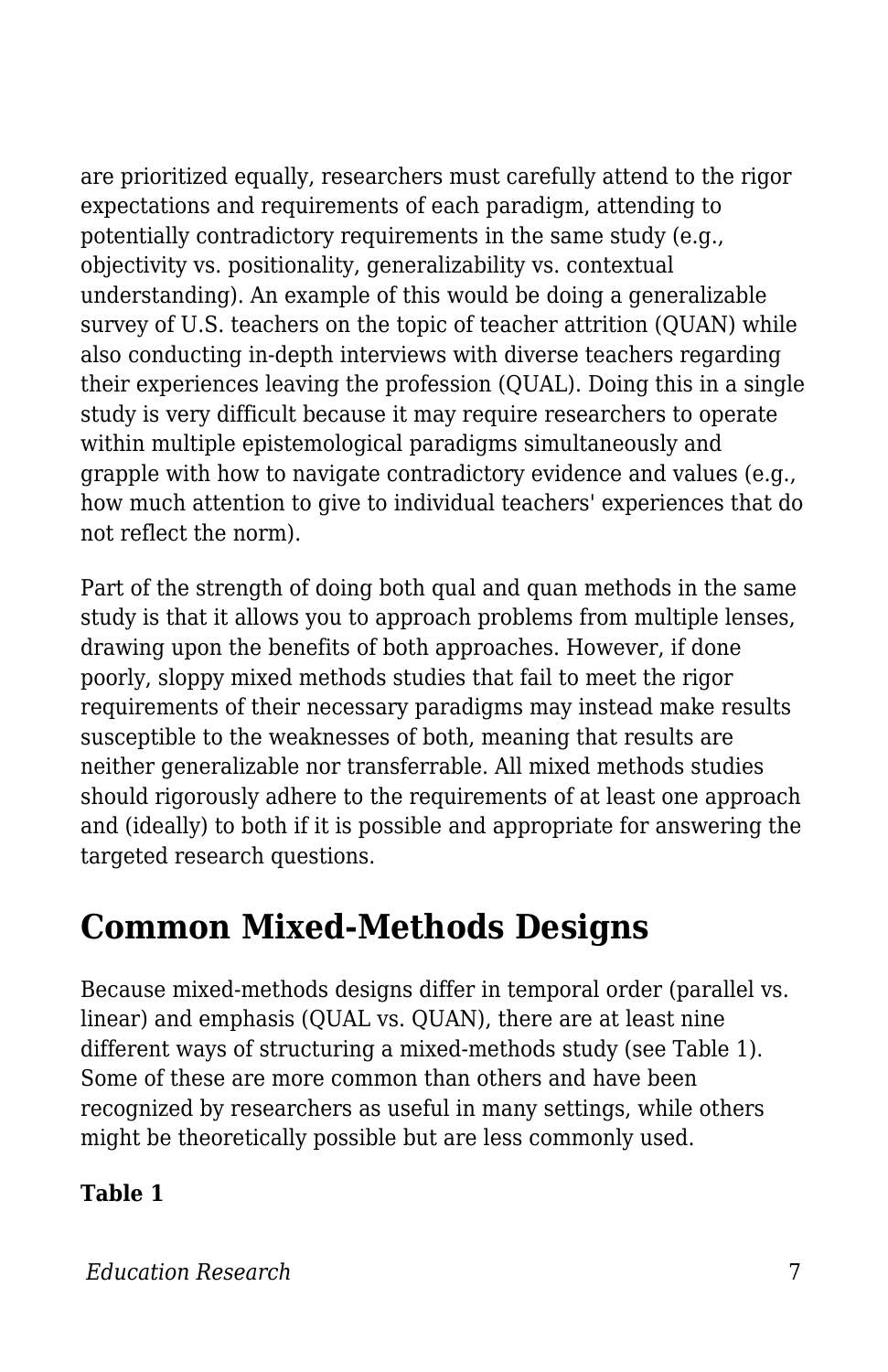are prioritized equally, researchers must carefully attend to the rigor expectations and requirements of each paradigm, attending to potentially contradictory requirements in the same study (e.g., objectivity vs. positionality, generalizability vs. contextual understanding). An example of this would be doing a generalizable survey of U.S. teachers on the topic of teacher attrition (QUAN) while also conducting in-depth interviews with diverse teachers regarding their experiences leaving the profession (QUAL). Doing this in a single study is very difficult because it may require researchers to operate within multiple epistemological paradigms simultaneously and grapple with how to navigate contradictory evidence and values (e.g., how much attention to give to individual teachers' experiences that do not reflect the norm).

Part of the strength of doing both qual and quan methods in the same study is that it allows you to approach problems from multiple lenses, drawing upon the benefits of both approaches. However, if done poorly, sloppy mixed methods studies that fail to meet the rigor requirements of their necessary paradigms may instead make results susceptible to the weaknesses of both, meaning that results are neither generalizable nor transferrable. All mixed methods studies should rigorously adhere to the requirements of at least one approach and (ideally) to both if it is possible and appropriate for answering the targeted research questions.

## Common Mixed-Methods Designs

Because mixed-methods designs differ in temporal order (parallel vs. linear) and emphasis (QUAL vs. QUAN), there are at least nine different ways of structuring a mixed-methods study (see Table 1). Some of these are more common than others and have been recognized by researchers as useful in many settings, while others might be theoretically possible but are less commonly used.

**Table 1**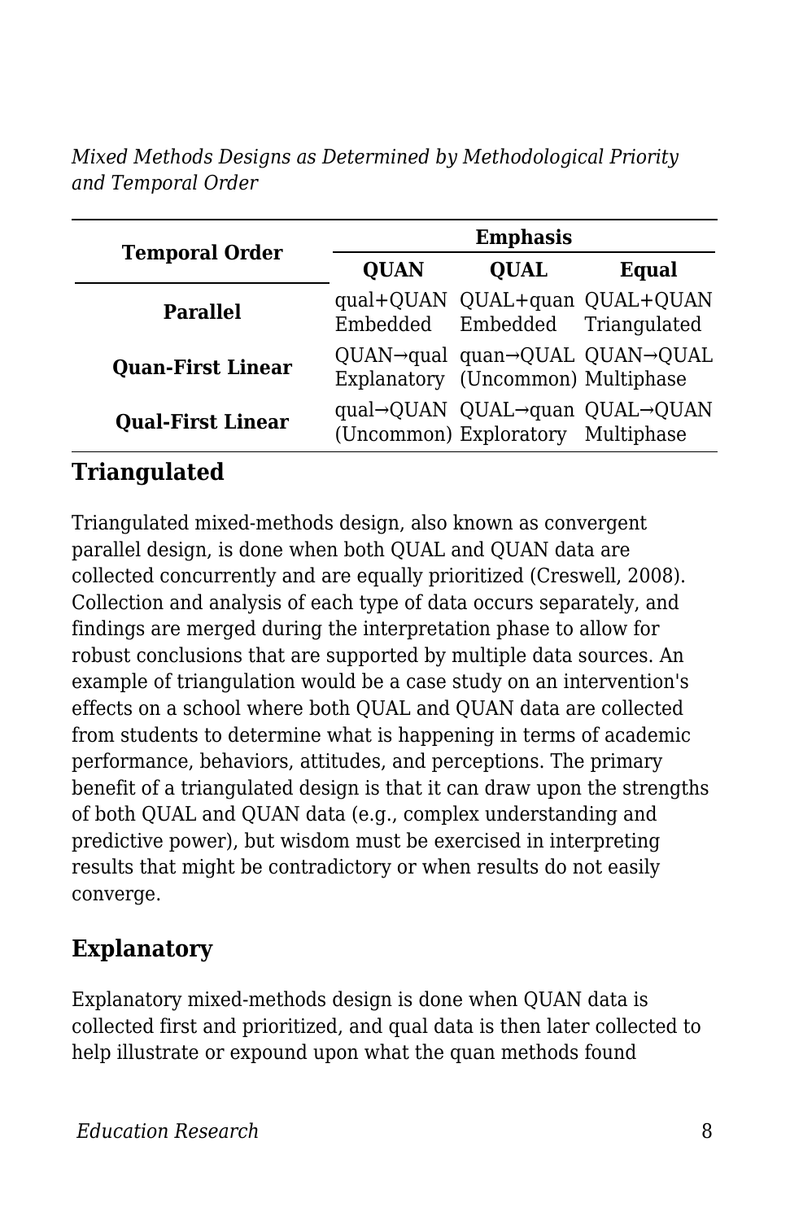*Mixed Methods Designs as Determined by Methodological Priority and Temporal Order*

| Temporal Order | Emphasis | | |
|---|---|---|---|
| | **QUAN** | **QUAL** | **Equal** |
| **Parallel** | qual+QUAN Embedded | QUAL+quan Embedded | QUAL+QUAN Triangulated |
| **Quan-First Linear** | QUAN→qual Explanatory | quan→QUAL (Uncommon) | QUAN→QUAL Multiphase |
| **Qual-First Linear** | qual→QUAN (Uncommon) | QUAL→quan Exploratory | QUAL→QUAN Multiphase |

## Triangulated

Triangulated mixed-methods design, also known as convergent parallel design, is done when both QUAL and QUAN data are collected concurrently and are equally prioritized (Creswell, 2008). Collection and analysis of each type of data occurs separately, and findings are merged during the interpretation phase to allow for robust conclusions that are supported by multiple data sources. An example of triangulation would be a case study on an intervention's effects on a school where both QUAL and QUAN data are collected from students to determine what is happening in terms of academic performance, behaviors, attitudes, and perceptions. The primary benefit of a triangulated design is that it can draw upon the strengths of both QUAL and QUAN data (e.g., complex understanding and predictive power), but wisdom must be exercised in interpreting results that might be contradictory or when results do not easily converge.

## Explanatory

Explanatory mixed-methods design is done when QUAN data is collected first and prioritized, and qual data is then later collected to help illustrate or expound upon what the quan methods found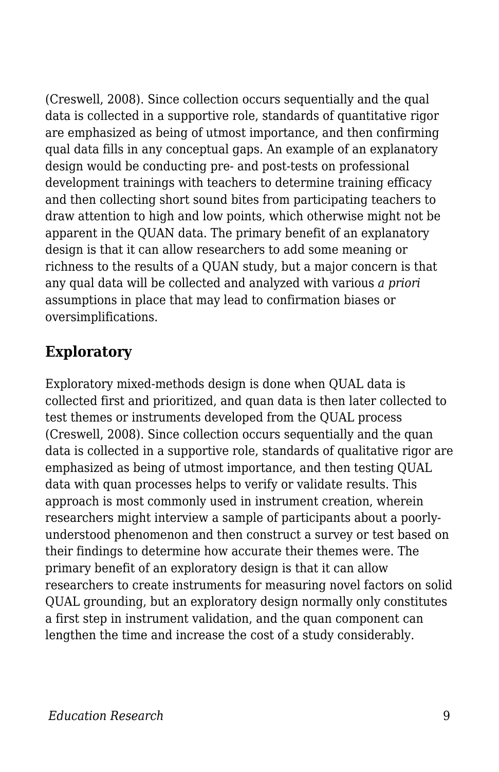(Creswell, 2008). Since collection occurs sequentially and the qual data is collected in a supportive role, standards of quantitative rigor are emphasized as being of utmost importance, and then confirming qual data fills in any conceptual gaps. An example of an explanatory design would be conducting pre- and post-tests on professional development trainings with teachers to determine training efficacy and then collecting short sound bites from participating teachers to draw attention to high and low points, which otherwise might not be apparent in the QUAN data. The primary benefit of an explanatory design is that it can allow researchers to add some meaning or richness to the results of a QUAN study, but a major concern is that any qual data will be collected and analyzed with various *a priori* assumptions in place that may lead to confirmation biases or oversimplifications.

## Exploratory

Exploratory mixed-methods design is done when QUAL data is collected first and prioritized, and quan data is then later collected to test themes or instruments developed from the QUAL process (Creswell, 2008). Since collection occurs sequentially and the quan data is collected in a supportive role, standards of qualitative rigor are emphasized as being of utmost importance, and then testing QUAL data with quan processes helps to verify or validate results. This approach is most commonly used in instrument creation, wherein researchers might interview a sample of participants about a poorly-understood phenomenon and then construct a survey or test based on their findings to determine how accurate their themes were. The primary benefit of an exploratory design is that it can allow researchers to create instruments for measuring novel factors on solid QUAL grounding, but an exploratory design normally only constitutes a first step in instrument validation, and the quan component can lengthen the time and increase the cost of a study considerably.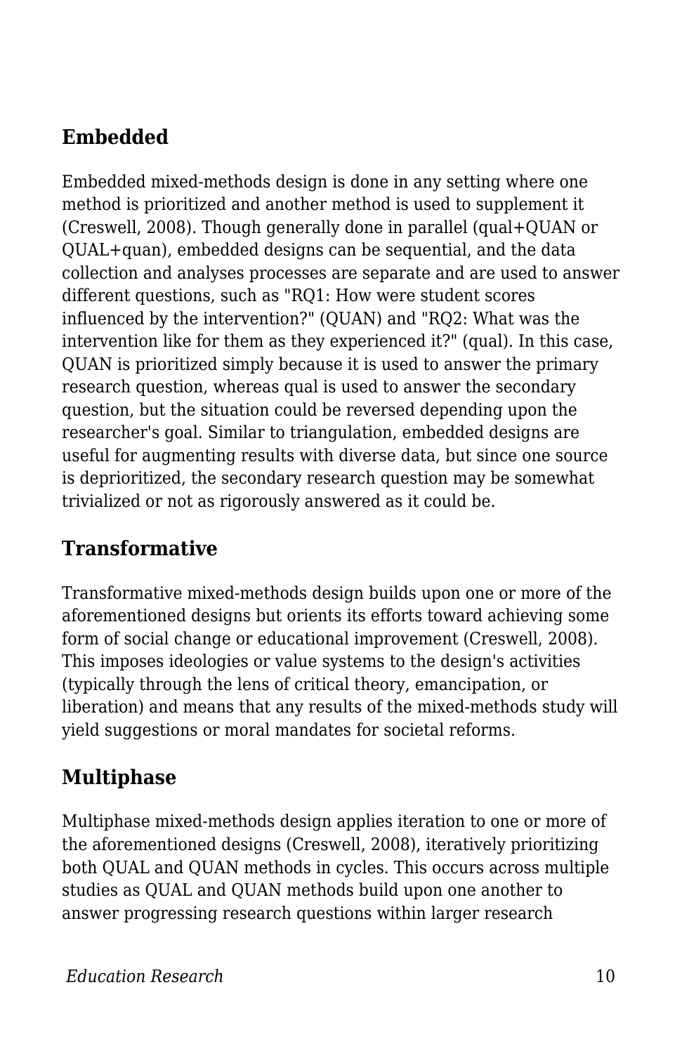## Embedded

Embedded mixed-methods design is done in any setting where one method is prioritized and another method is used to supplement it (Creswell, 2008). Though generally done in parallel (qual+QUAN or QUAL+quan), embedded designs can be sequential, and the data collection and analyses processes are separate and are used to answer different questions, such as "RQ1: How were student scores influenced by the intervention?" (QUAN) and "RQ2: What was the intervention like for them as they experienced it?" (qual). In this case, QUAN is prioritized simply because it is used to answer the primary research question, whereas qual is used to answer the secondary question, but the situation could be reversed depending upon the researcher's goal. Similar to triangulation, embedded designs are useful for augmenting results with diverse data, but since one source is deprioritized, the secondary research question may be somewhat trivialized or not as rigorously answered as it could be.

## Transformative

Transformative mixed-methods design builds upon one or more of the aforementioned designs but orients its efforts toward achieving some form of social change or educational improvement (Creswell, 2008). This imposes ideologies or value systems to the design's activities (typically through the lens of critical theory, emancipation, or liberation) and means that any results of the mixed-methods study will yield suggestions or moral mandates for societal reforms.

## Multiphase

Multiphase mixed-methods design applies iteration to one or more of the aforementioned designs (Creswell, 2008), iteratively prioritizing both QUAL and QUAN methods in cycles. This occurs across multiple studies as QUAL and QUAN methods build upon one another to answer progressing research questions within larger research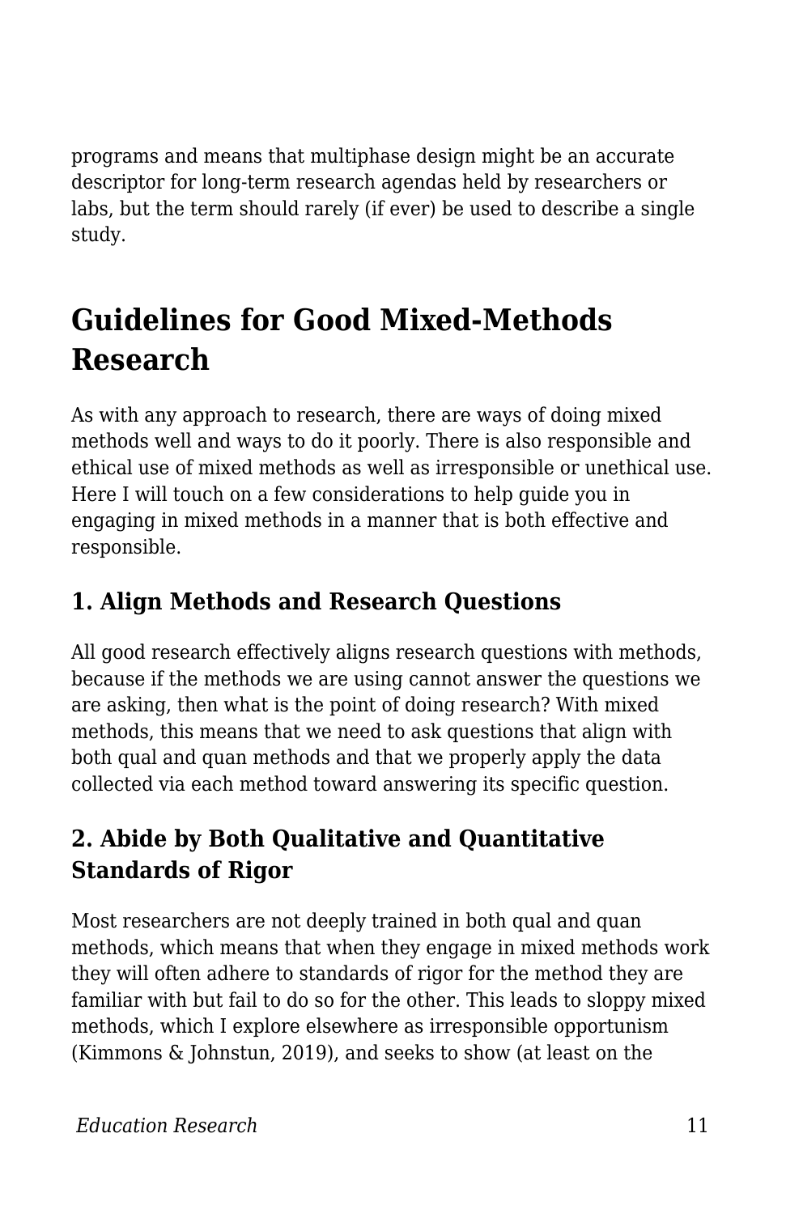programs and means that multiphase design might be an accurate descriptor for long-term research agendas held by researchers or labs, but the term should rarely (if ever) be used to describe a single study.

## Guidelines for Good Mixed-Methods Research

As with any approach to research, there are ways of doing mixed methods well and ways to do it poorly. There is also responsible and ethical use of mixed methods as well as irresponsible or unethical use. Here I will touch on a few considerations to help guide you in engaging in mixed methods in a manner that is both effective and responsible.

### 1. Align Methods and Research Questions

All good research effectively aligns research questions with methods, because if the methods we are using cannot answer the questions we are asking, then what is the point of doing research? With mixed methods, this means that we need to ask questions that align with both qual and quan methods and that we properly apply the data collected via each method toward answering its specific question.

### 2. Abide by Both Qualitative and Quantitative Standards of Rigor

Most researchers are not deeply trained in both qual and quan methods, which means that when they engage in mixed methods work they will often adhere to standards of rigor for the method they are familiar with but fail to do so for the other. This leads to sloppy mixed methods, which I explore elsewhere as irresponsible opportunism (Kimmons & Johnstun, 2019), and seeks to show (at least on the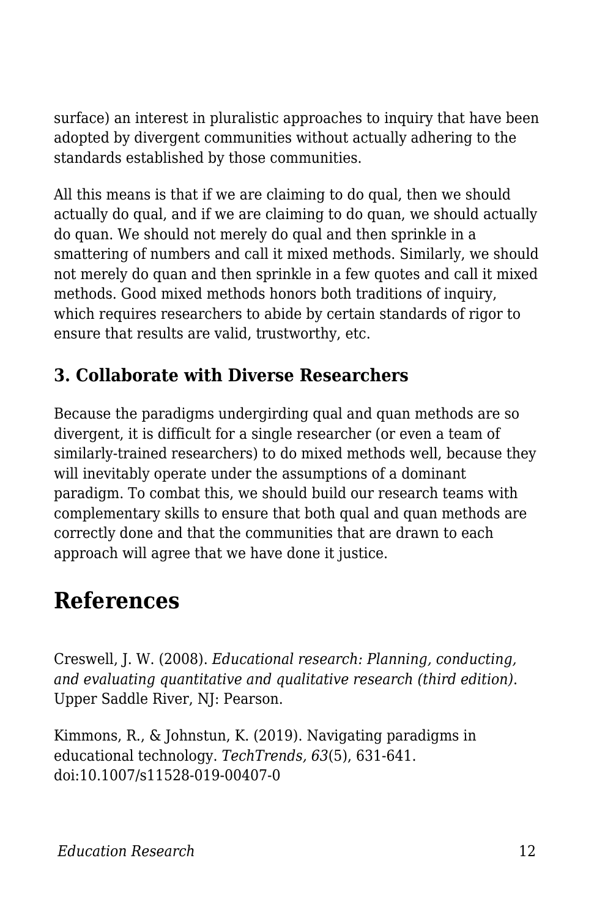surface) an interest in pluralistic approaches to inquiry that have been adopted by divergent communities without actually adhering to the standards established by those communities.

All this means is that if we are claiming to do qual, then we should actually do qual, and if we are claiming to do quan, we should actually do quan. We should not merely do qual and then sprinkle in a smattering of numbers and call it mixed methods. Similarly, we should not merely do quan and then sprinkle in a few quotes and call it mixed methods. Good mixed methods honors both traditions of inquiry, which requires researchers to abide by certain standards of rigor to ensure that results are valid, trustworthy, etc.

### 3. Collaborate with Diverse Researchers

Because the paradigms undergirding qual and quan methods are so divergent, it is difficult for a single researcher (or even a team of similarly-trained researchers) to do mixed methods well, because they will inevitably operate under the assumptions of a dominant paradigm. To combat this, we should build our research teams with complementary skills to ensure that both qual and quan methods are correctly done and that the communities that are drawn to each approach will agree that we have done it justice.

## References

Creswell, J. W. (2008). *Educational research: Planning, conducting, and evaluating quantitative and qualitative research (third edition)*. Upper Saddle River, NJ: Pearson.

Kimmons, R., & Johnstun, K. (2019). Navigating paradigms in educational technology. *TechTrends, 63*(5), 631-641. doi:10.1007/s11528-019-00407-0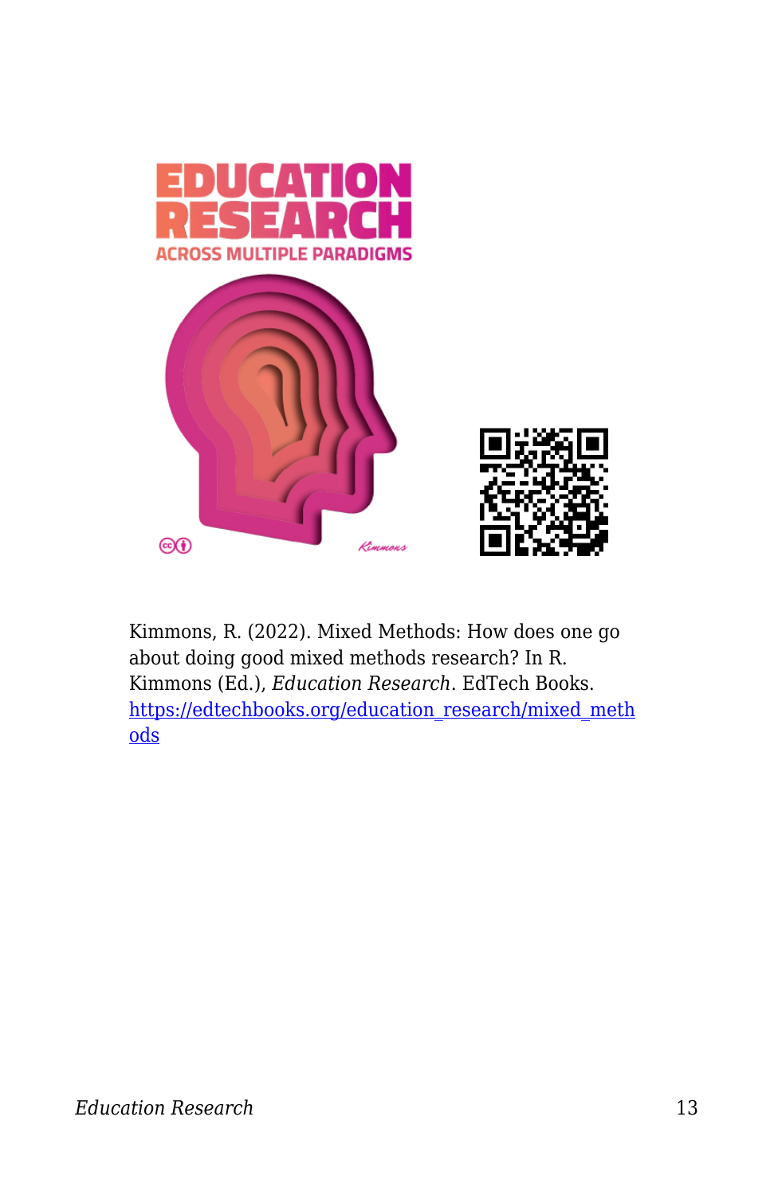Kimmons, R. (2022). Mixed Methods: How does one go about doing good mixed methods research? In R. Kimmons (Ed.), *Education Research*. EdTech Books. [https://edtechbooks.org/education_research/mixed_methods](https://edtechbooks.org/education_research/mixed_methods)